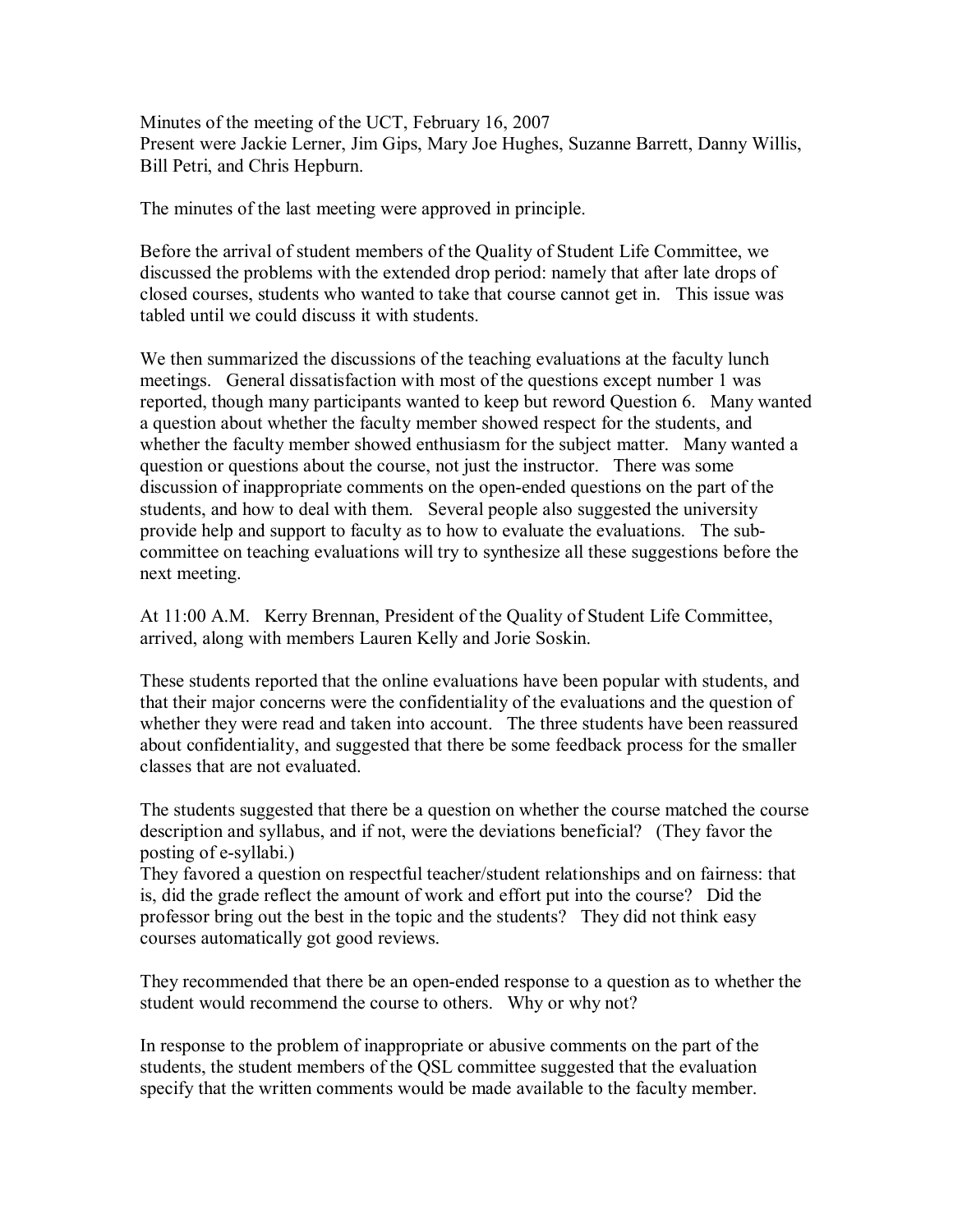Minutes of the meeting of the UCT, February 16, 2007
Present were Jackie Lerner, Jim Gips, Mary Joe Hughes, Suzanne Barrett, Danny Willis, Bill Petri, and Chris Hepburn.

The minutes of the last meeting were approved in principle.

Before the arrival of student members of the Quality of Student Life Committee, we discussed the problems with the extended drop period: namely that after late drops of closed courses, students who wanted to take that course cannot get in. This issue was tabled until we could discuss it with students.

We then summarized the discussions of the teaching evaluations at the faculty lunch meetings. General dissatisfaction with most of the questions except number 1 was reported, though many participants wanted to keep but reword Question 6. Many wanted a question about whether the faculty member showed respect for the students, and whether the faculty member showed enthusiasm for the subject matter. Many wanted a question or questions about the course, not just the instructor. There was some discussion of inappropriate comments on the open-ended questions on the part of the students, and how to deal with them. Several people also suggested the university provide help and support to faculty as to how to evaluate the evaluations. The sub-committee on teaching evaluations will try to synthesize all these suggestions before the next meeting.

At 11:00 A.M. Kerry Brennan, President of the Quality of Student Life Committee, arrived, along with members Lauren Kelly and Jorie Soskin.

These students reported that the online evaluations have been popular with students, and that their major concerns were the confidentiality of the evaluations and the question of whether they were read and taken into account. The three students have been reassured about confidentiality, and suggested that there be some feedback process for the smaller classes that are not evaluated.

The students suggested that there be a question on whether the course matched the course description and syllabus, and if not, were the deviations beneficial? (They favor the posting of e-syllabi.)
They favored a question on respectful teacher/student relationships and on fairness: that is, did the grade reflect the amount of work and effort put into the course? Did the professor bring out the best in the topic and the students? They did not think easy courses automatically got good reviews.

They recommended that there be an open-ended response to a question as to whether the student would recommend the course to others. Why or why not?

In response to the problem of inappropriate or abusive comments on the part of the students, the student members of the QSL committee suggested that the evaluation specify that the written comments would be made available to the faculty member.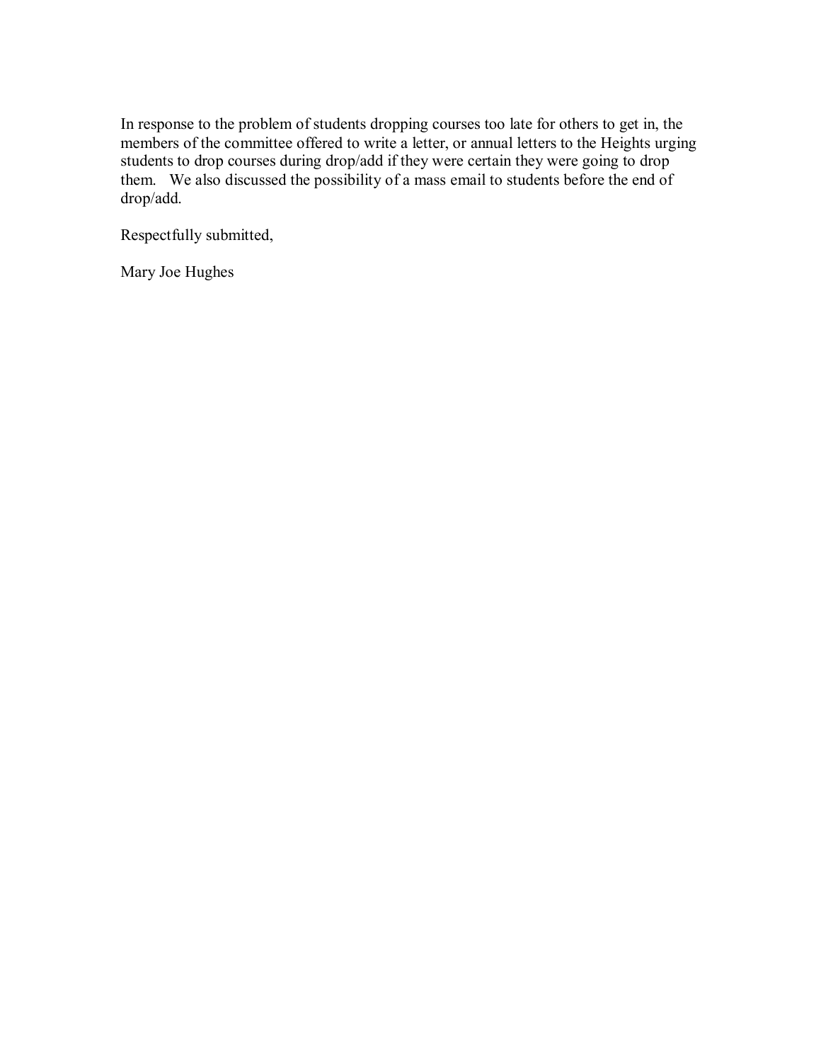In response to the problem of students dropping courses too late for others to get in, the members of the committee offered to write a letter, or annual letters to the Heights urging students to drop courses during drop/add if they were certain they were going to drop them.   We also discussed the possibility of a mass email to students before the end of drop/add.

Respectfully submitted,

Mary Joe Hughes